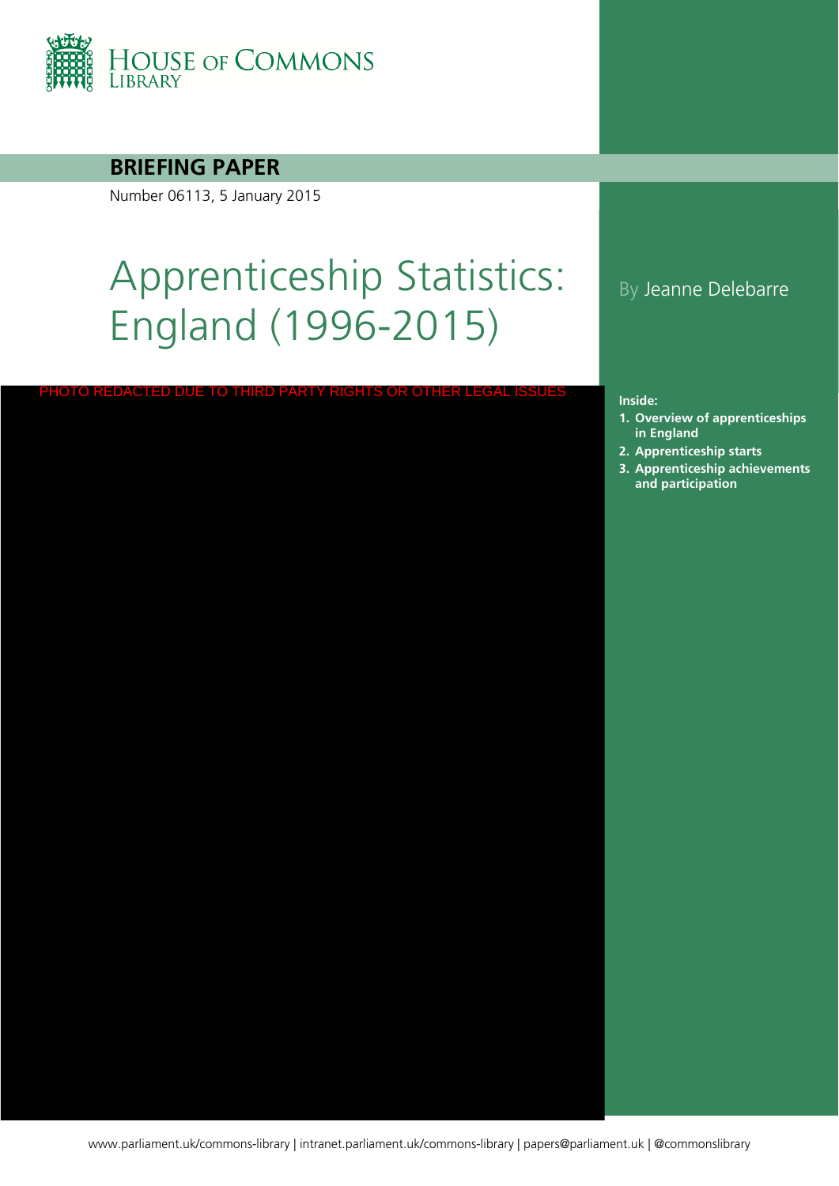HOUSE OF COMMONS LIBRARY

**BRIEFING PAPER**

Number 06113, 5 January 2015

# Apprenticeship Statistics: England (1996-2015)

By Jeanne Delebarre

PHOTO REDACTED DUE TO THIRD PARTY RIGHTS OR OTHER LEGAL ISSUES

**Inside:**

1. **Overview of apprenticeships in England**
2. **Apprenticeship starts**
3. **Apprenticeship achievements and participation**

www.parliament.uk/commons-library | intranet.parliament.uk/commons-library | papers@parliament.uk | @commonslibrary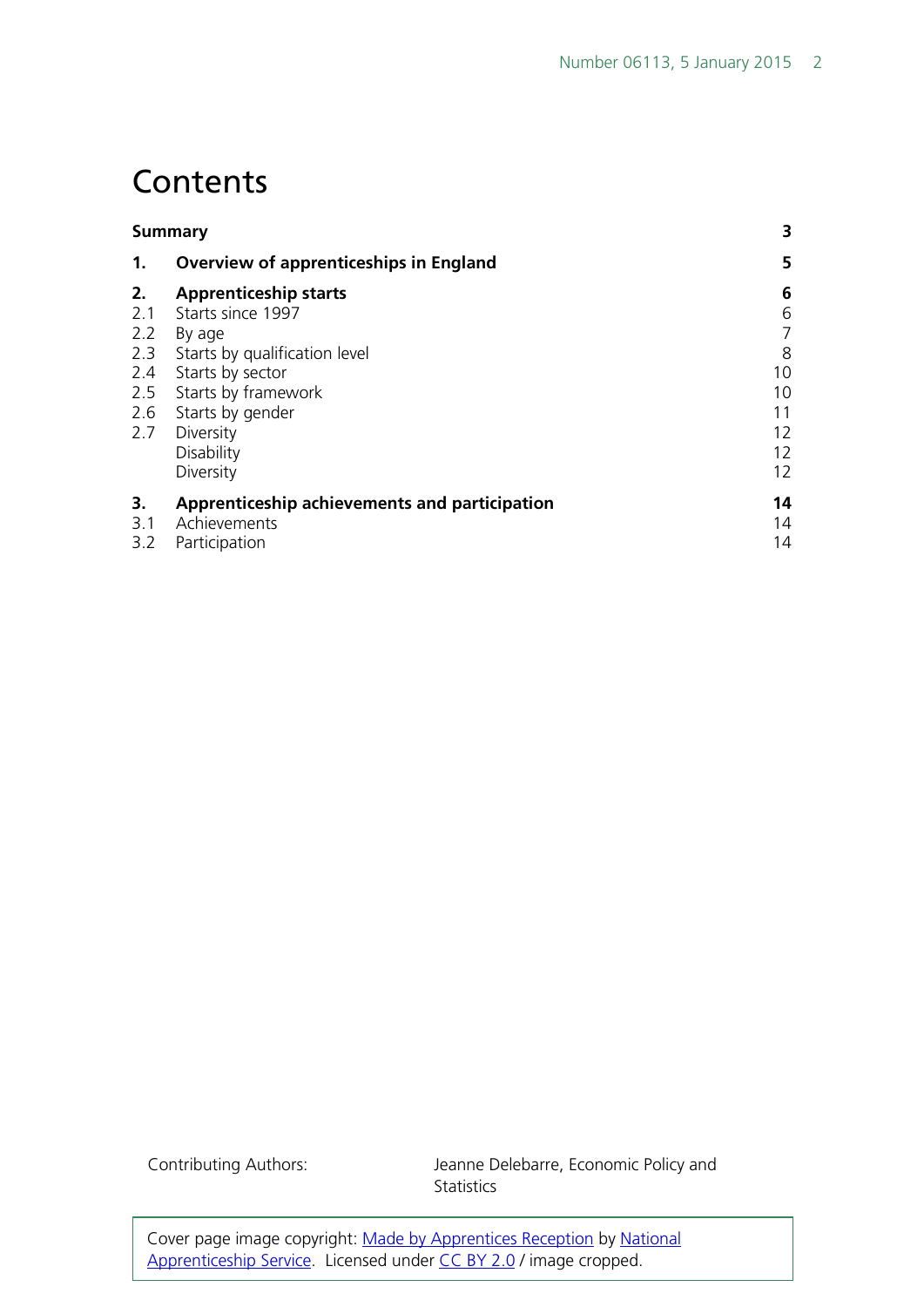# Contents

| | | |
|---|---|---|
| **Summary** | | **3** |
| **1.** | **Overview of apprenticeships in England** | **5** |
| **2.** | **Apprenticeship starts** | **6** |
| 2.1 | Starts since 1997 | 6 |
| 2.2 | By age | 7 |
| 2.3 | Starts by qualification level | 8 |
| 2.4 | Starts by sector | 10 |
| 2.5 | Starts by framework | 10 |
| 2.6 | Starts by gender | 11 |
| 2.7 | Diversity | 12 |
| | Disability | 12 |
| | Diversity | 12 |
| **3.** | **Apprenticeship achievements and participation** | **14** |
| 3.1 | Achievements | 14 |
| 3.2 | Participation | 14 |

Contributing Authors: Jeanne Delebarre, Economic Policy and Statistics

Cover page image copyright: Made by Apprentices Reception by National Apprenticeship Service. Licensed under CC BY 2.0 / image cropped.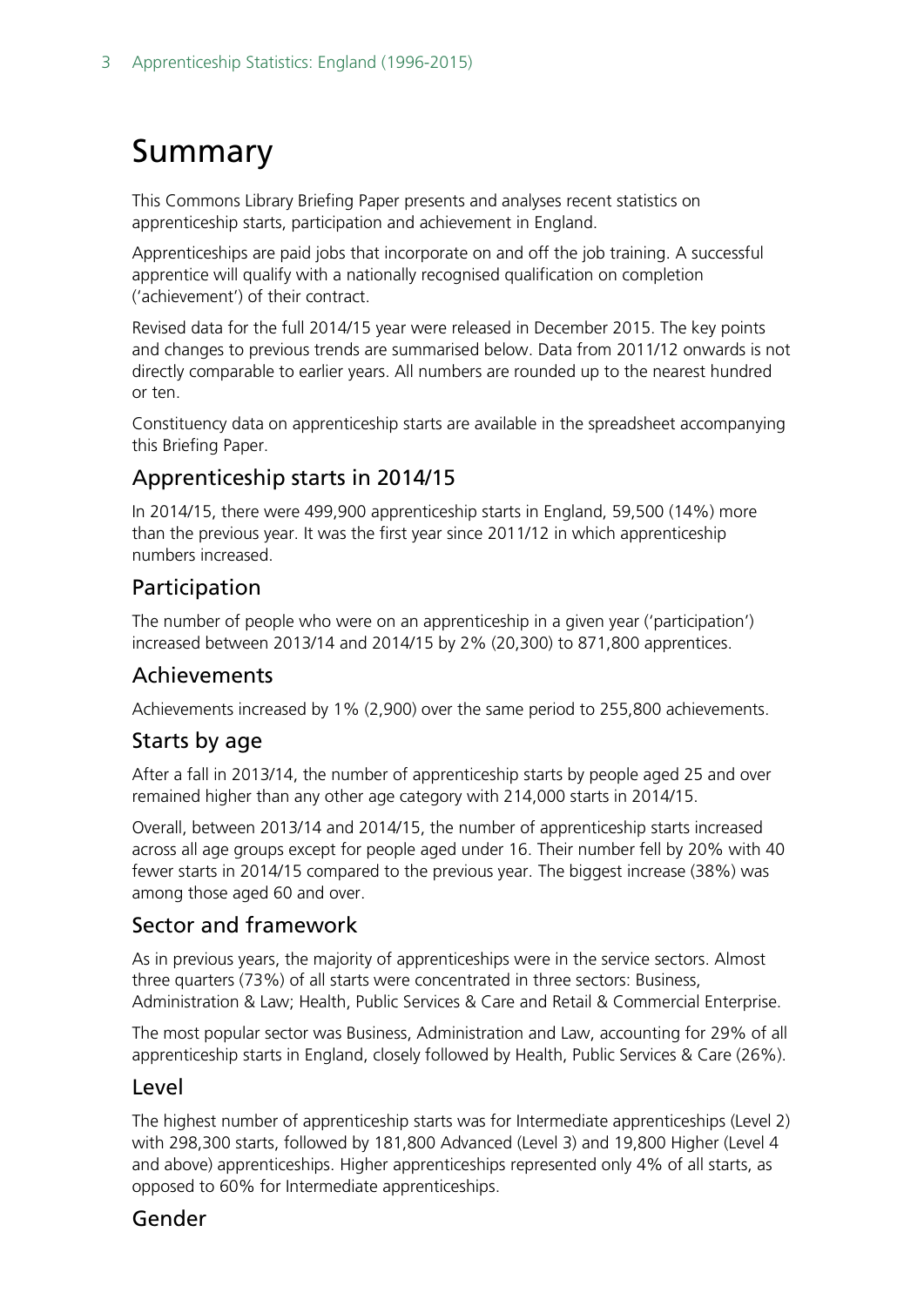# Summary

This Commons Library Briefing Paper presents and analyses recent statistics on apprenticeship starts, participation and achievement in England.

Apprenticeships are paid jobs that incorporate on and off the job training. A successful apprentice will qualify with a nationally recognised qualification on completion ('achievement') of their contract.

Revised data for the full 2014/15 year were released in December 2015. The key points and changes to previous trends are summarised below. Data from 2011/12 onwards is not directly comparable to earlier years. All numbers are rounded up to the nearest hundred or ten.

Constituency data on apprenticeship starts are available in the spreadsheet accompanying this Briefing Paper.

## Apprenticeship starts in 2014/15

In 2014/15, there were 499,900 apprenticeship starts in England, 59,500 (14%) more than the previous year. It was the first year since 2011/12 in which apprenticeship numbers increased.

## Participation

The number of people who were on an apprenticeship in a given year ('participation') increased between 2013/14 and 2014/15 by 2% (20,300) to 871,800 apprentices.

## Achievements

Achievements increased by 1% (2,900) over the same period to 255,800 achievements.

## Starts by age

After a fall in 2013/14, the number of apprenticeship starts by people aged 25 and over remained higher than any other age category with 214,000 starts in 2014/15.

Overall, between 2013/14 and 2014/15, the number of apprenticeship starts increased across all age groups except for people aged under 16. Their number fell by 20% with 40 fewer starts in 2014/15 compared to the previous year. The biggest increase (38%) was among those aged 60 and over.

## Sector and framework

As in previous years, the majority of apprenticeships were in the service sectors. Almost three quarters (73%) of all starts were concentrated in three sectors: Business, Administration & Law; Health, Public Services & Care and Retail & Commercial Enterprise.

The most popular sector was Business, Administration and Law, accounting for 29% of all apprenticeship starts in England, closely followed by Health, Public Services & Care (26%).

## Level

The highest number of apprenticeship starts was for Intermediate apprenticeships (Level 2) with 298,300 starts, followed by 181,800 Advanced (Level 3) and 19,800 Higher (Level 4 and above) apprenticeships. Higher apprenticeships represented only 4% of all starts, as opposed to 60% for Intermediate apprenticeships.

## Gender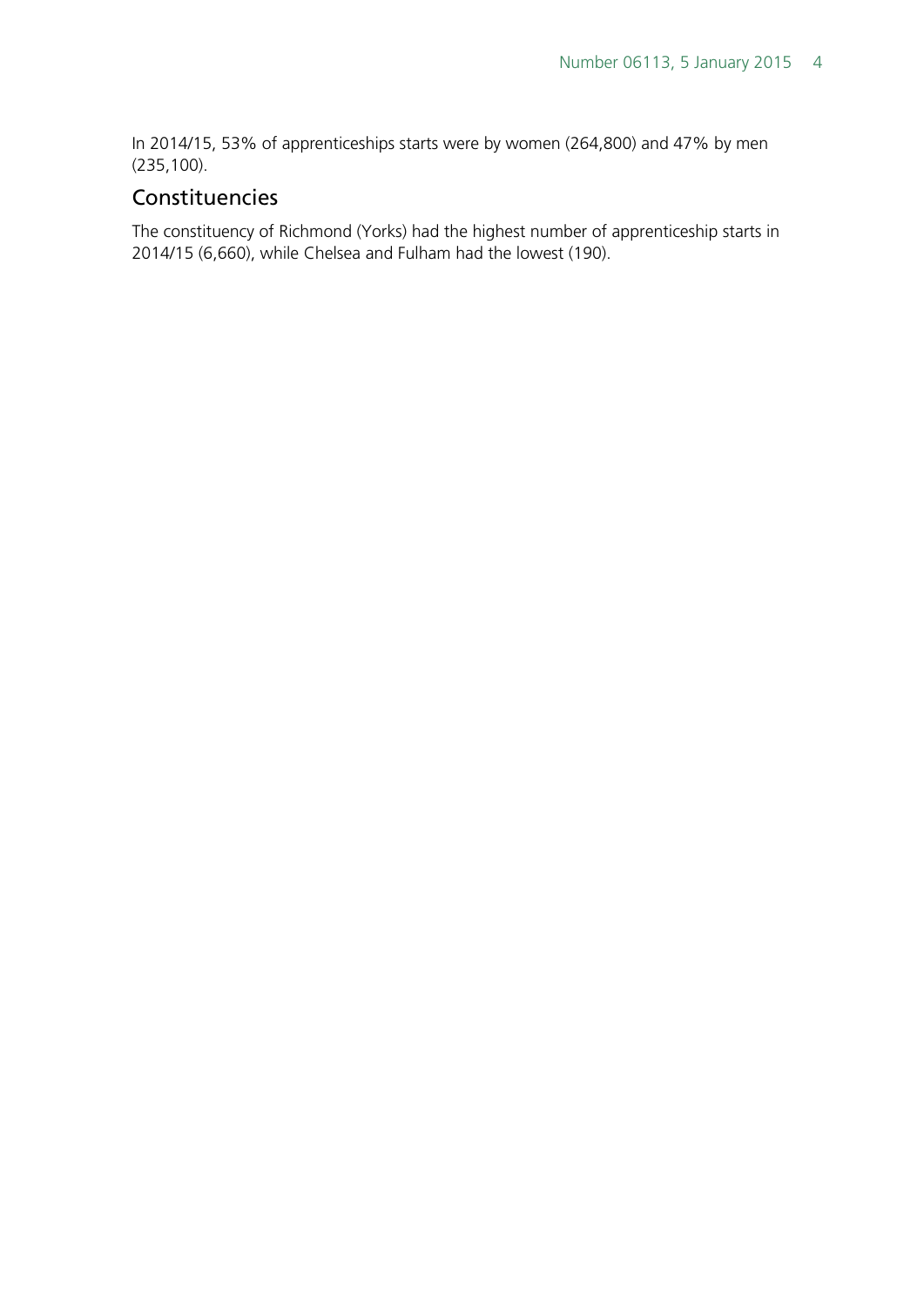In 2014/15, 53% of apprenticeships starts were by women (264,800) and 47% by men (235,100).

## Constituencies

The constituency of Richmond (Yorks) had the highest number of apprenticeship starts in 2014/15 (6,660), while Chelsea and Fulham had the lowest (190).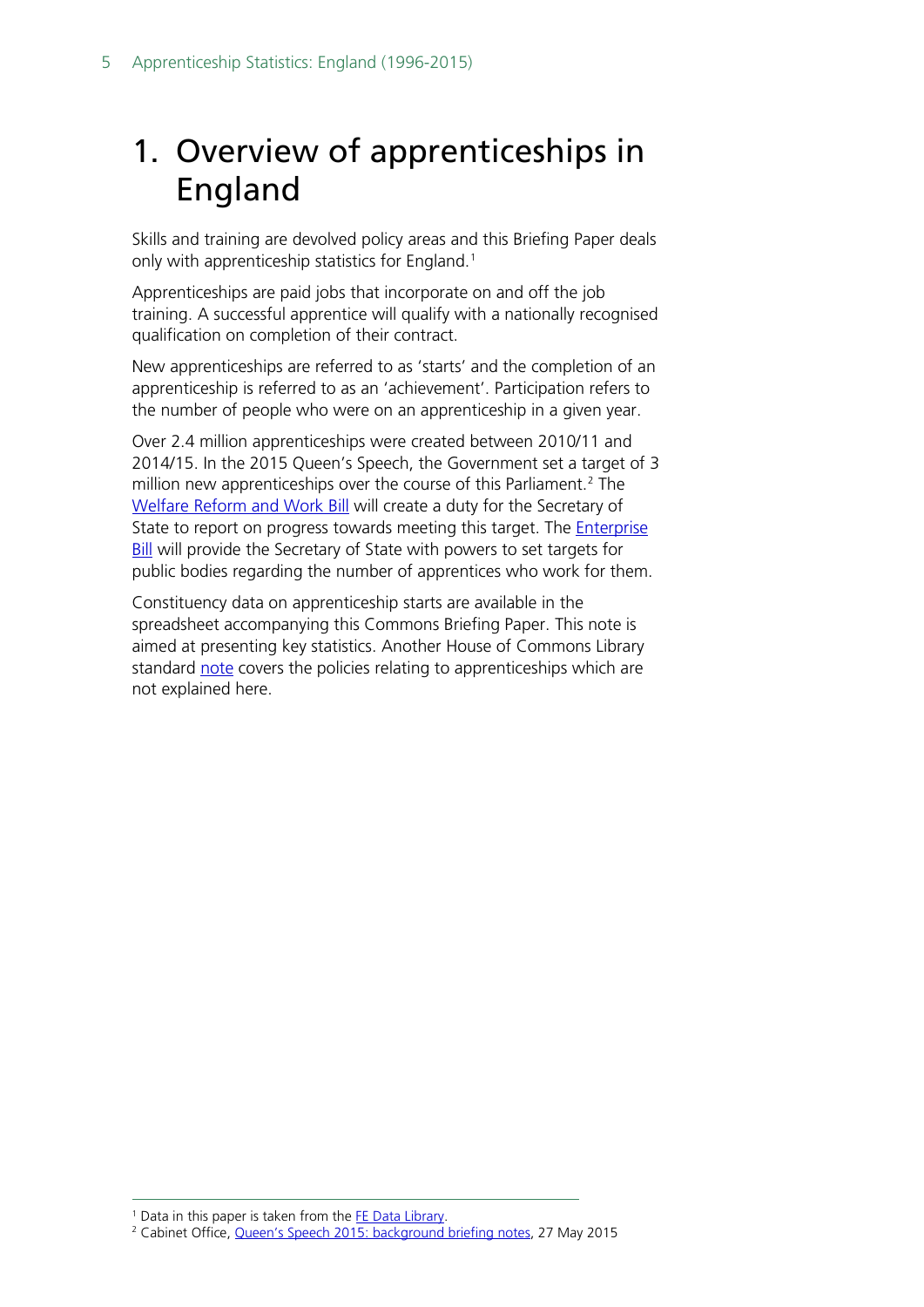# 1. Overview of apprenticeships in England

Skills and training are devolved policy areas and this Briefing Paper deals only with apprenticeship statistics for England.[1]

Apprenticeships are paid jobs that incorporate on and off the job training. A successful apprentice will qualify with a nationally recognised qualification on completion of their contract.

New apprenticeships are referred to as 'starts' and the completion of an apprenticeship is referred to as an 'achievement'. Participation refers to the number of people who were on an apprenticeship in a given year.

Over 2.4 million apprenticeships were created between 2010/11 and 2014/15. In the 2015 Queen's Speech, the Government set a target of 3 million new apprenticeships over the course of this Parliament.[2] The Welfare Reform and Work Bill will create a duty for the Secretary of State to report on progress towards meeting this target. The Enterprise Bill will provide the Secretary of State with powers to set targets for public bodies regarding the number of apprentices who work for them.

Constituency data on apprenticeship starts are available in the spreadsheet accompanying this Commons Briefing Paper. This note is aimed at presenting key statistics. Another House of Commons Library standard note covers the policies relating to apprenticeships which are not explained here.

[1] Data in this paper is taken from the FE Data Library.

[2] Cabinet Office, Queen's Speech 2015: background briefing notes, 27 May 2015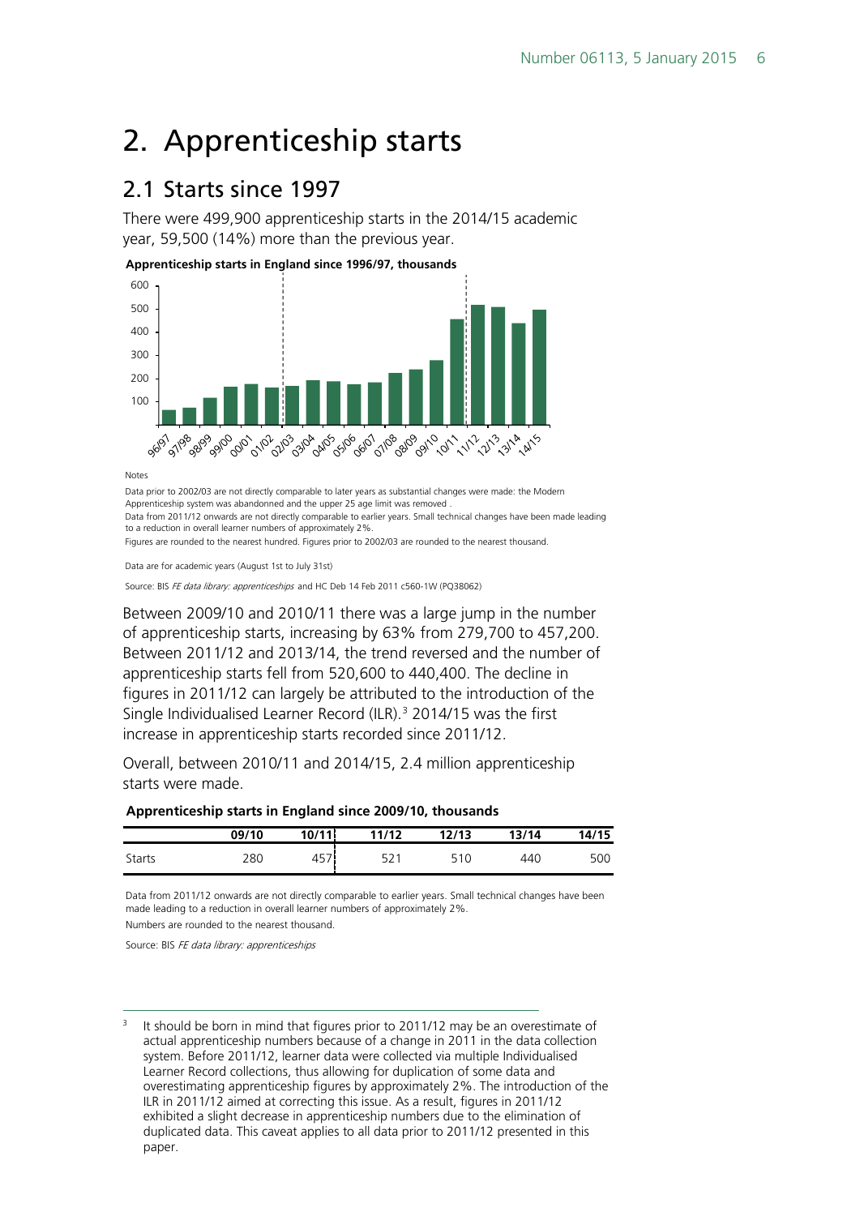# 2. Apprenticeship starts

## 2.1 Starts since 1997

There were 499,900 apprenticeship starts in the 2014/15 academic year, 59,500 (14%) more than the previous year.

**Apprenticeship starts in England since 1996/97, thousands**

Notes

Data prior to 2002/03 are not directly comparable to later years as substantial changes were made: the Modern Apprenticeship system was abandonned and the upper 25 age limit was removed .

Data from 2011/12 onwards are not directly comparable to earlier years. Small technical changes have been made leading to a reduction in overall learner numbers of approximately 2%.

Figures are rounded to the nearest hundred. Figures prior to 2002/03 are rounded to the nearest thousand.

Data are for academic years (August 1st to July 31st)

Source: BIS *FE data library: apprenticeships* and HC Deb 14 Feb 2011 c560-1W (PQ38062)

Between 2009/10 and 2010/11 there was a large jump in the number of apprenticeship starts, increasing by 63% from 279,700 to 457,200. Between 2011/12 and 2013/14, the trend reversed and the number of apprenticeship starts fell from 520,600 to 440,400. The decline in figures in 2011/12 can largely be attributed to the introduction of the Single Individualised Learner Record (ILR).[3] 2014/15 was the first increase in apprenticeship starts recorded since 2011/12.

Overall, between 2010/11 and 2014/15, 2.4 million apprenticeship starts were made.

**Apprenticeship starts in England since 2009/10, thousands**

| | 09/10 | 10/11 | 11/12 | 12/13 | 13/14 | 14/15 |
|---|---|---|---|---|---|---|
| Starts | 280 | 457 | 521 | 510 | 440 | 500 |

Data from 2011/12 onwards are not directly comparable to earlier years. Small technical changes have been made leading to a reduction in overall learner numbers of approximately 2%.

Numbers are rounded to the nearest thousand.

Source: BIS *FE data library: apprenticeships*

[3] It should be born in mind that figures prior to 2011/12 may be an overestimate of actual apprenticeship numbers because of a change in 2011 in the data collection system. Before 2011/12, learner data were collected via multiple Individualised Learner Record collections, thus allowing for duplication of some data and overestimating apprenticeship figures by approximately 2%. The introduction of the ILR in 2011/12 aimed at correcting this issue. As a result, figures in 2011/12 exhibited a slight decrease in apprenticeship numbers due to the elimination of duplicated data. This caveat applies to all data prior to 2011/12 presented in this paper.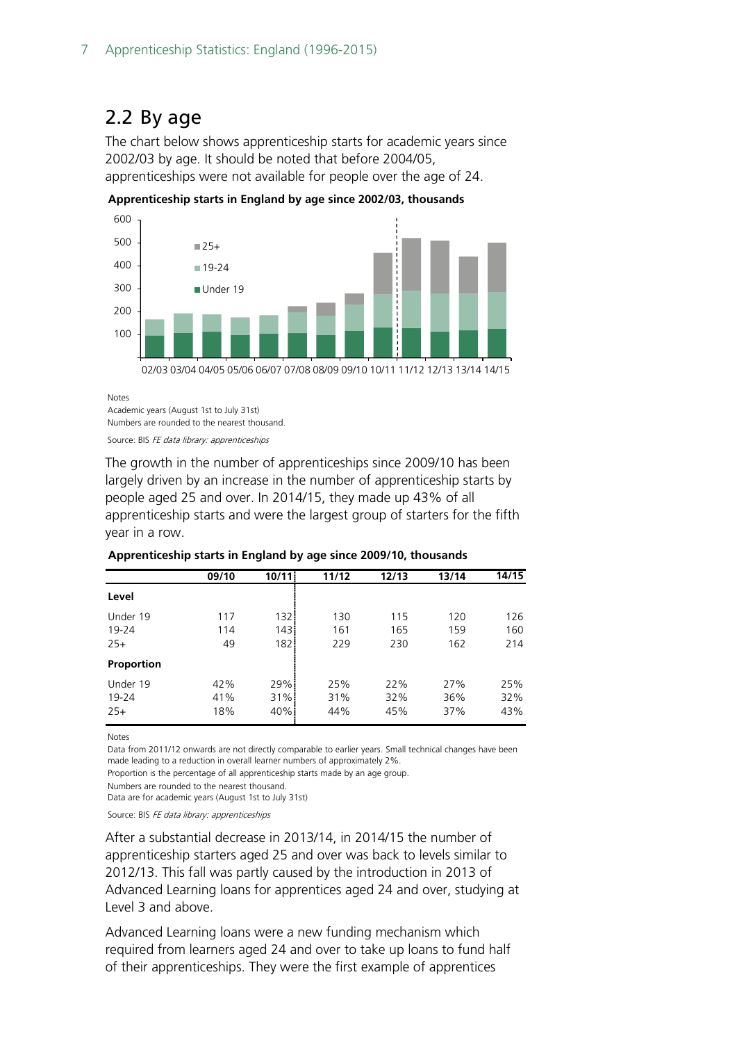## 2.2 By age

The chart below shows apprenticeship starts for academic years since 2002/03 by age. It should be noted that before 2004/05, apprenticeships were not available for people over the age of 24.

**Apprenticeship starts in England by age since 2002/03, thousands**

Notes
Academic years (August 1st to July 31st)
Numbers are rounded to the nearest thousand.

Source: BIS *FE data library: apprenticeships*

The growth in the number of apprenticeships since 2009/10 has been largely driven by an increase in the number of apprenticeship starts by people aged 25 and over. In 2014/15, they made up 43% of all apprenticeship starts and were the largest group of starters for the fifth year in a row.

**Apprenticeship starts in England by age since 2009/10, thousands**

| | 09/10 | 10/11 | 11/12 | 12/13 | 13/14 | 14/15 |
|---|---|---|---|---|---|---|
| **Level** | | | | | | |
| Under 19 | 117 | 132 | 130 | 115 | 120 | 126 |
| 19-24 | 114 | 143 | 161 | 165 | 159 | 160 |
| 25+ | 49 | 182 | 229 | 230 | 162 | 214 |
| **Proportion** | | | | | | |
| Under 19 | 42% | 29% | 25% | 22% | 27% | 25% |
| 19-24 | 41% | 31% | 31% | 32% | 36% | 32% |
| 25+ | 18% | 40% | 44% | 45% | 37% | 43% |

Notes
Data from 2011/12 onwards are not directly comparable to earlier years. Small technical changes have been made leading to a reduction in overall learner numbers of approximately 2%.
Proportion is the percentage of all apprenticeship starts made by an age group.
Numbers are rounded to the nearest thousand.
Data are for academic years (August 1st to July 31st)

Source: BIS *FE data library: apprenticeships*

After a substantial decrease in 2013/14, in 2014/15 the number of apprenticeship starters aged 25 and over was back to levels similar to 2012/13. This fall was partly caused by the introduction in 2013 of Advanced Learning loans for apprentices aged 24 and over, studying at Level 3 and above.

Advanced Learning loans were a new funding mechanism which required from learners aged 24 and over to take up loans to fund half of their apprenticeships. They were the first example of apprentices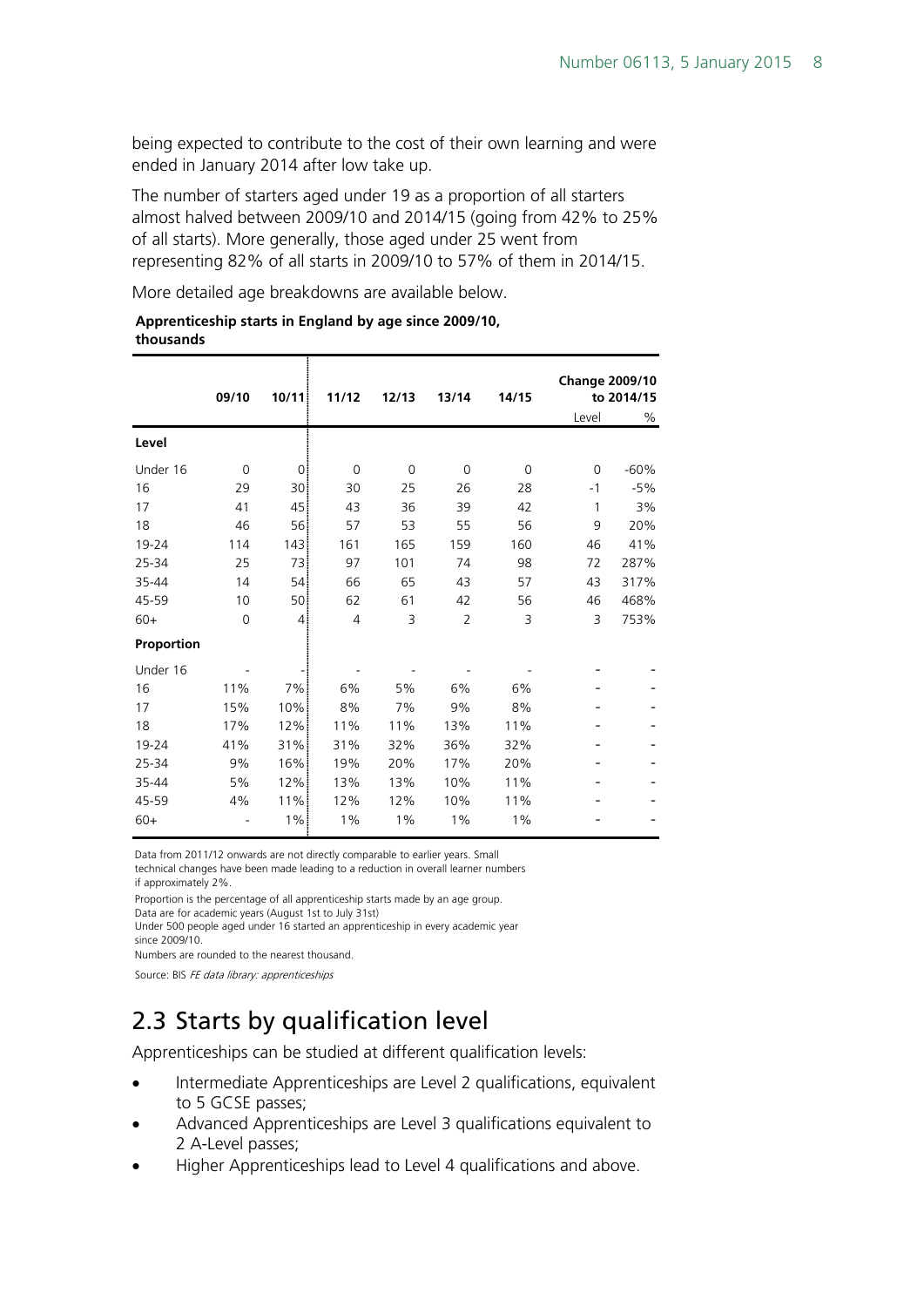being expected to contribute to the cost of their own learning and were ended in January 2014 after low take up.

The number of starters aged under 19 as a proportion of all starters almost halved between 2009/10 and 2014/15 (going from 42% to 25% of all starts). More generally, those aged under 25 went from representing 82% of all starts in 2009/10 to 57% of them in 2014/15.

More detailed age breakdowns are available below.

**Apprenticeship starts in England by age since 2009/10, thousands**

| | 09/10 | 10/11 | 11/12 | 12/13 | 13/14 | 14/15 | Change 2009/10 to 2014/15 | |
|---|---|---|---|---|---|---|---|---|
| | | | | | | | Level | % |
| **Level** | | | | | | | | |
| Under 16 | 0 | 0 | 0 | 0 | 0 | 0 | 0 | -60% |
| 16 | 29 | 30 | 30 | 25 | 26 | 28 | -1 | -5% |
| 17 | 41 | 45 | 43 | 36 | 39 | 42 | 1 | 3% |
| 18 | 46 | 56 | 57 | 53 | 55 | 56 | 9 | 20% |
| 19-24 | 114 | 143 | 161 | 165 | 159 | 160 | 46 | 41% |
| 25-34 | 25 | 73 | 97 | 101 | 74 | 98 | 72 | 287% |
| 35-44 | 14 | 54 | 66 | 65 | 43 | 57 | 43 | 317% |
| 45-59 | 10 | 50 | 62 | 61 | 42 | 56 | 46 | 468% |
| 60+ | 0 | 4 | 4 | 3 | 2 | 3 | 3 | 753% |
| **Proportion** | | | | | | | | |
| Under 16 | - | - | - | - | - | - | - | - |
| 16 | 11% | 7% | 6% | 5% | 6% | 6% | - | - |
| 17 | 15% | 10% | 8% | 7% | 9% | 8% | - | - |
| 18 | 17% | 12% | 11% | 11% | 13% | 11% | - | - |
| 19-24 | 41% | 31% | 31% | 32% | 36% | 32% | - | - |
| 25-34 | 9% | 16% | 19% | 20% | 17% | 20% | - | - |
| 35-44 | 5% | 12% | 13% | 13% | 10% | 11% | - | - |
| 45-59 | 4% | 11% | 12% | 12% | 10% | 11% | - | - |
| 60+ | - | 1% | 1% | 1% | 1% | 1% | - | - |

Data from 2011/12 onwards are not directly comparable to earlier years. Small technical changes have been made leading to a reduction in overall learner numbers if approximately 2%.

Proportion is the percentage of all apprenticeship starts made by an age group.

Data are for academic years (August 1st to July 31st)

Under 500 people aged under 16 started an apprenticeship in every academic year since 2009/10.

Numbers are rounded to the nearest thousand.

Source: BIS *FE data library: apprenticeships*

## 2.3 Starts by qualification level

Apprenticeships can be studied at different qualification levels:

- Intermediate Apprenticeships are Level 2 qualifications, equivalent to 5 GCSE passes;
- Advanced Apprenticeships are Level 3 qualifications equivalent to 2 A-Level passes;
- Higher Apprenticeships lead to Level 4 qualifications and above.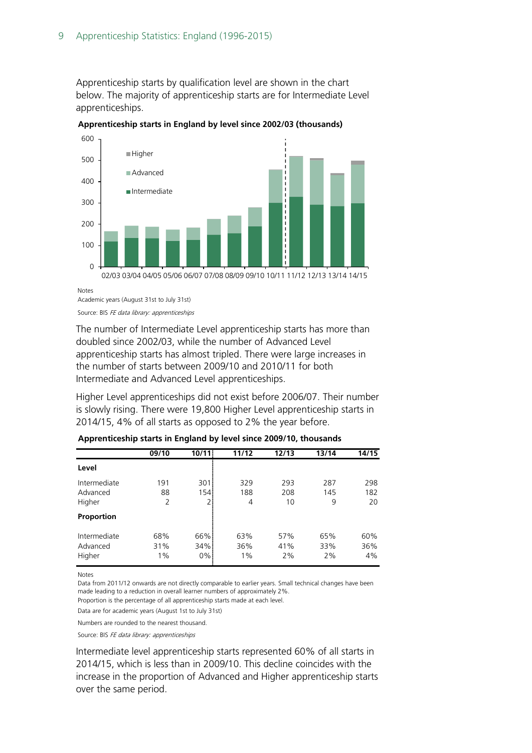Apprenticeship starts by qualification level are shown in the chart below. The majority of apprenticeship starts are for Intermediate Level apprenticeships.

**Apprenticeship starts in England by level since 2002/03 (thousands)**

Notes

Academic years (August 31st to July 31st)

Source: BIS *FE data library: apprenticeships*

The number of Intermediate Level apprenticeship starts has more than doubled since 2002/03, while the number of Advanced Level apprenticeship starts has almost tripled. There were large increases in the number of starts between 2009/10 and 2010/11 for both Intermediate and Advanced Level apprenticeships.

Higher Level apprenticeships did not exist before 2006/07. Their number is slowly rising. There were 19,800 Higher Level apprenticeship starts in 2014/15, 4% of all starts as opposed to 2% the year before.

**Apprenticeship starts in England by level since 2009/10, thousands**

| | 09/10 | 10/11 | 11/12 | 12/13 | 13/14 | 14/15 |
|---|---|---|---|---|---|---|
| **Level** | | | | | | |
| Intermediate | 191 | 301 | 329 | 293 | 287 | 298 |
| Advanced | 88 | 154 | 188 | 208 | 145 | 182 |
| Higher | 2 | 2 | 4 | 10 | 9 | 20 |
| **Proportion** | | | | | | |
| Intermediate | 68% | 66% | 63% | 57% | 65% | 60% |
| Advanced | 31% | 34% | 36% | 41% | 33% | 36% |
| Higher | 1% | 0% | 1% | 2% | 2% | 4% |

Notes

Data from 2011/12 onwards are not directly comparable to earlier years. Small technical changes have been made leading to a reduction in overall learner numbers of approximately 2%.

Proportion is the percentage of all apprenticeship starts made at each level.

Data are for academic years (August 1st to July 31st)

Numbers are rounded to the nearest thousand.

Source: BIS *FE data library: apprenticeships*

Intermediate level apprenticeship starts represented 60% of all starts in 2014/15, which is less than in 2009/10. This decline coincides with the increase in the proportion of Advanced and Higher apprenticeship starts over the same period.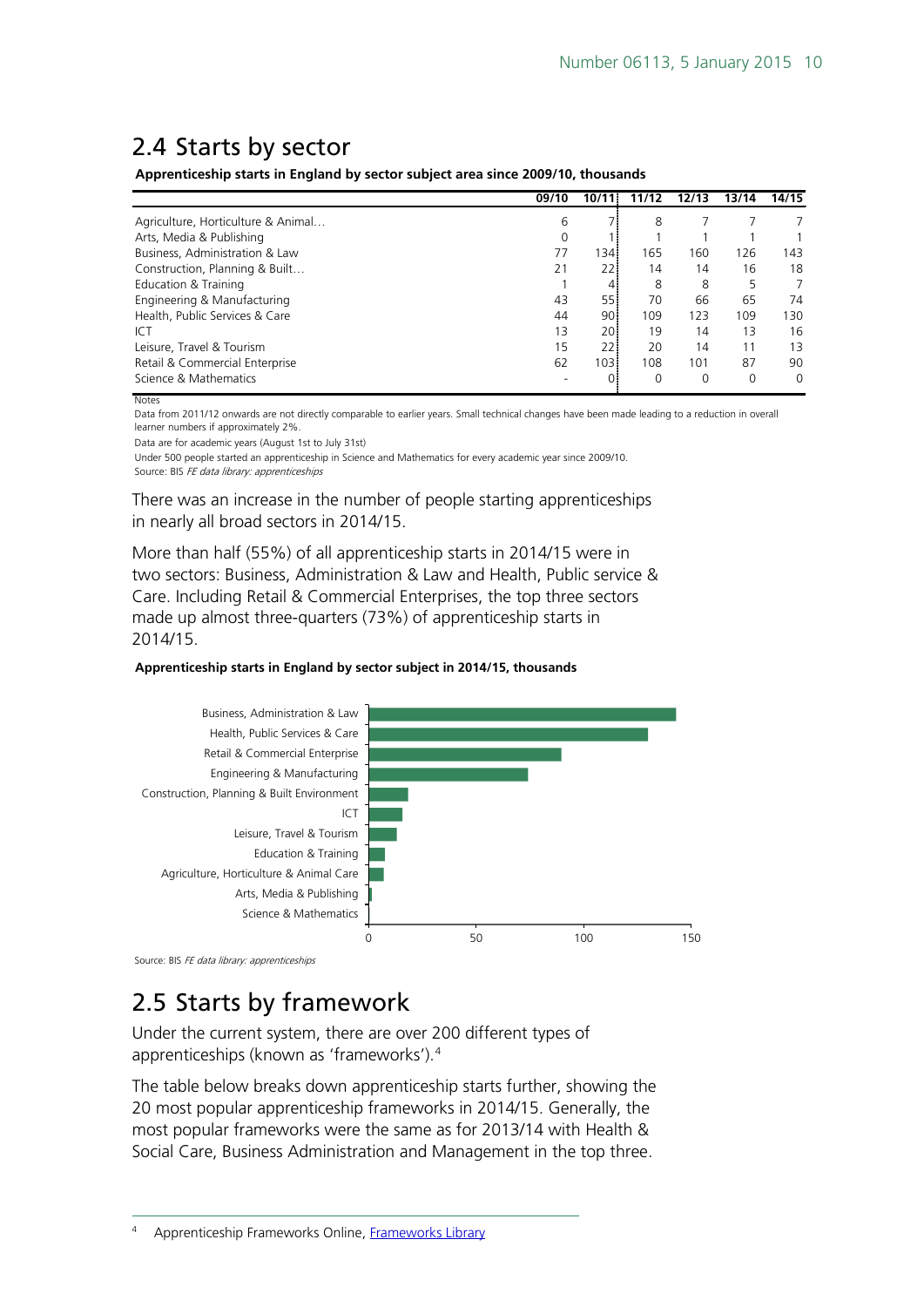## 2.4 Starts by sector

**Apprenticeship starts in England by sector subject area since 2009/10, thousands**

| | 09/10 | 10/11 | 11/12 | 12/13 | 13/14 | 14/15 |
|---|---|---|---|---|---|---|
| Agriculture, Horticulture & Animal… | 6 | 7 | 8 | 7 | 7 | 7 |
| Arts, Media & Publishing | 0 | 1 | 1 | 1 | 1 | 1 |
| Business, Administration & Law | 77 | 134 | 165 | 160 | 126 | 143 |
| Construction, Planning & Built… | 21 | 22 | 14 | 14 | 16 | 18 |
| Education & Training | 1 | 4 | 8 | 8 | 5 | 7 |
| Engineering & Manufacturing | 43 | 55 | 70 | 66 | 65 | 74 |
| Health, Public Services & Care | 44 | 90 | 109 | 123 | 109 | 130 |
| ICT | 13 | 20 | 19 | 14 | 13 | 16 |
| Leisure, Travel & Tourism | 15 | 22 | 20 | 14 | 11 | 13 |
| Retail & Commercial Enterprise | 62 | 103 | 108 | 101 | 87 | 90 |
| Science & Mathematics | - | 0 | 0 | 0 | 0 | 0 |

Notes

Data from 2011/12 onwards are not directly comparable to earlier years. Small technical changes have been made leading to a reduction in overall learner numbers if approximately 2%.

Data are for academic years (August 1st to July 31st)

Under 500 people started an apprenticeship in Science and Mathematics for every academic year since 2009/10.

Source: BIS *FE data library: apprenticeships*

There was an increase in the number of people starting apprenticeships in nearly all broad sectors in 2014/15.

More than half (55%) of all apprenticeship starts in 2014/15 were in two sectors: Business, Administration & Law and Health, Public service & Care. Including Retail & Commercial Enterprises, the top three sectors made up almost three-quarters (73%) of apprenticeship starts in 2014/15.

**Apprenticeship starts in England by sector subject in 2014/15, thousands**

Business, Administration & Law
Health, Public Services & Care
Retail & Commercial Enterprise
Engineering & Manufacturing
Construction, Planning & Built Environment
ICT
Leisure, Travel & Tourism
Education & Training
Agriculture, Horticulture & Animal Care
Arts, Media & Publishing
Science & Mathematics

0 50 100 150

Source: BIS *FE data library: apprenticeships*

## 2.5 Starts by framework

Under the current system, there are over 200 different types of apprenticeships (known as 'frameworks').[4]

The table below breaks down apprenticeship starts further, showing the 20 most popular apprenticeship frameworks in 2014/15. Generally, the most popular frameworks were the same as for 2013/14 with Health & Social Care, Business Administration and Management in the top three.

[4] Apprenticeship Frameworks Online, Frameworks Library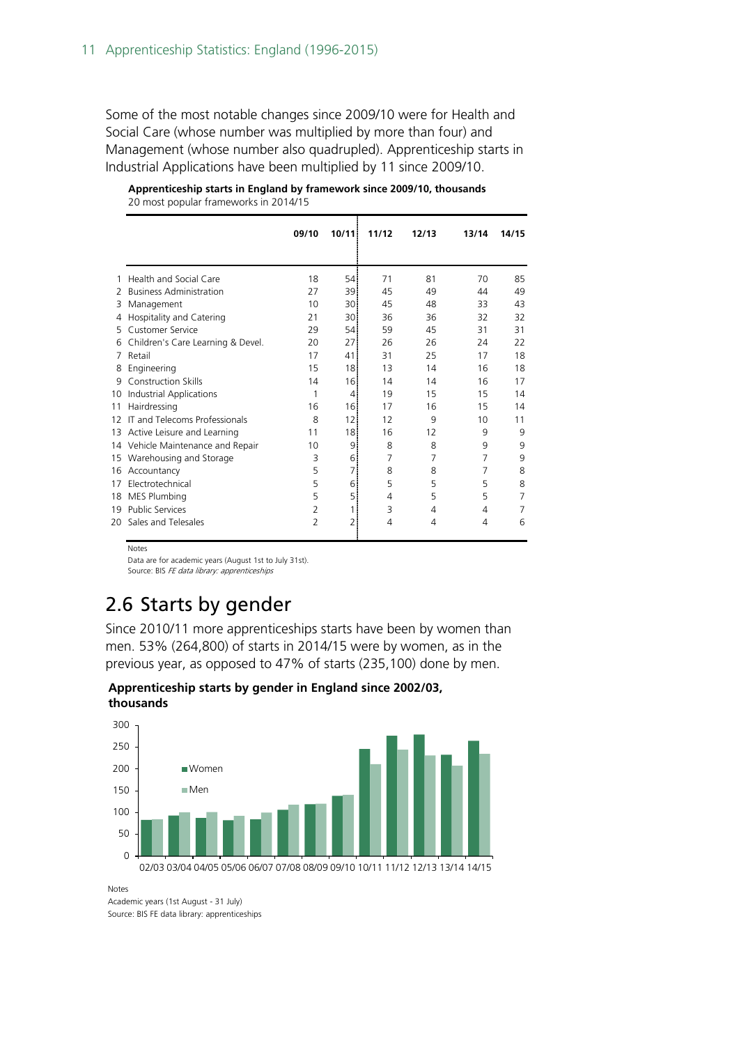Some of the most notable changes since 2009/10 were for Health and Social Care (whose number was multiplied by more than four) and Management (whose number also quadrupled). Apprenticeship starts in Industrial Applications have been multiplied by 11 since 2009/10.

**Apprenticeship starts in England by framework since 2009/10, thousands**
20 most popular frameworks in 2014/15

| | | 09/10 | 10/11 | 11/12 | 12/13 | 13/14 | 14/15 |
|---|---|---|---|---|---|---|---|
| 1 | Health and Social Care | 18 | 54 | 71 | 81 | 70 | 85 |
| 2 | Business Administration | 27 | 39 | 45 | 49 | 44 | 49 |
| 3 | Management | 10 | 30 | 45 | 48 | 33 | 43 |
| 4 | Hospitality and Catering | 21 | 30 | 36 | 36 | 32 | 32 |
| 5 | Customer Service | 29 | 54 | 59 | 45 | 31 | 31 |
| 6 | Children's Care Learning & Devel. | 20 | 27 | 26 | 26 | 24 | 22 |
| 7 | Retail | 17 | 41 | 31 | 25 | 17 | 18 |
| 8 | Engineering | 15 | 18 | 13 | 14 | 16 | 18 |
| 9 | Construction Skills | 14 | 16 | 14 | 14 | 16 | 17 |
| 10 | Industrial Applications | 1 | 4 | 19 | 15 | 15 | 14 |
| 11 | Hairdressing | 16 | 16 | 17 | 16 | 15 | 14 |
| 12 | IT and Telecoms Professionals | 8 | 12 | 12 | 9 | 10 | 11 |
| 13 | Active Leisure and Learning | 11 | 18 | 16 | 12 | 9 | 9 |
| 14 | Vehicle Maintenance and Repair | 10 | 9 | 8 | 8 | 9 | 9 |
| 15 | Warehousing and Storage | 3 | 6 | 7 | 7 | 7 | 9 |
| 16 | Accountancy | 5 | 7 | 8 | 8 | 7 | 8 |
| 17 | Electrotechnical | 5 | 6 | 5 | 5 | 5 | 8 |
| 18 | MES Plumbing | 5 | 5 | 4 | 5 | 5 | 7 |
| 19 | Public Services | 2 | 1 | 3 | 4 | 4 | 7 |
| 20 | Sales and Telesales | 2 | 2 | 4 | 4 | 4 | 6 |

Notes
Data are for academic years (August 1st to July 31st).
Source: BIS *FE data library: apprenticeships*

## 2.6 Starts by gender

Since 2010/11 more apprenticeships starts have been by women than men. 53% (264,800) of starts in 2014/15 were by women, as in the previous year, as opposed to 47% of starts (235,100) done by men.

**Apprenticeship starts by gender in England since 2002/03, thousands**

Notes
Academic years (1st August - 31 July)
Source: BIS FE data library: apprenticeships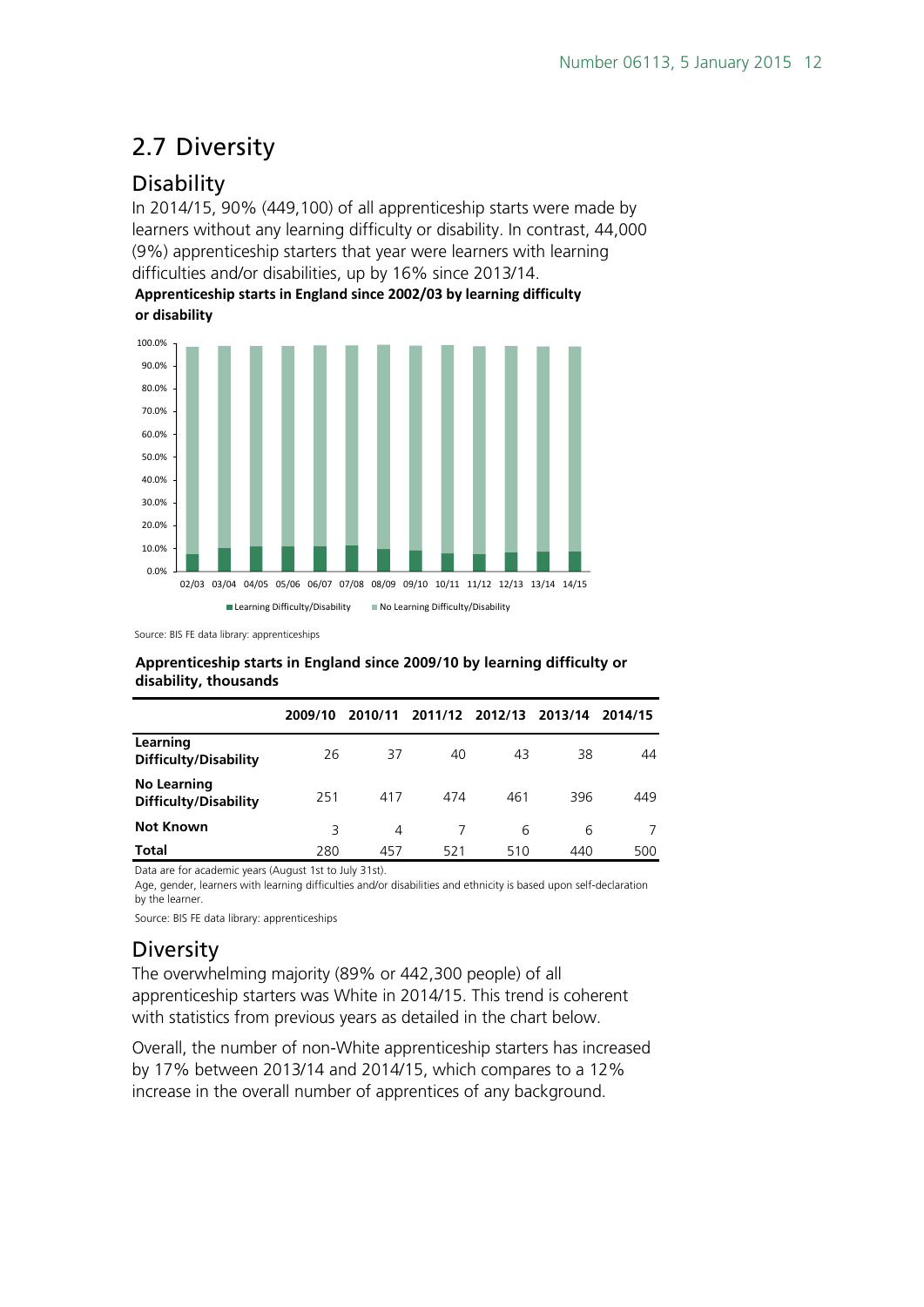## 2.7 Diversity

### Disability

In 2014/15, 90% (449,100) of all apprenticeship starts were made by learners without any learning difficulty or disability. In contrast, 44,000 (9%) apprenticeship starters that year were learners with learning difficulties and/or disabilities, up by 16% since 2013/14.

**Apprenticeship starts in England since 2002/03 by learning difficulty or disability**

Source: BIS FE data library: apprenticeships

**Apprenticeship starts in England since 2009/10 by learning difficulty or disability, thousands**

| | 2009/10 | 2010/11 | 2011/12 | 2012/13 | 2013/14 | 2014/15 |
|---|---|---|---|---|---|---|
| **Learning Difficulty/Disability** | 26 | 37 | 40 | 43 | 38 | 44 |
| **No Learning Difficulty/Disability** | 251 | 417 | 474 | 461 | 396 | 449 |
| **Not Known** | 3 | 4 | 7 | 6 | 6 | 7 |
| **Total** | 280 | 457 | 521 | 510 | 440 | 500 |

Data are for academic years (August 1st to July 31st).

Age, gender, learners with learning difficulties and/or disabilities and ethnicity is based upon self-declaration by the learner.

Source: BIS FE data library: apprenticeships

### Diversity

The overwhelming majority (89% or 442,300 people) of all apprenticeship starters was White in 2014/15. This trend is coherent with statistics from previous years as detailed in the chart below.

Overall, the number of non-White apprenticeship starters has increased by 17% between 2013/14 and 2014/15, which compares to a 12% increase in the overall number of apprentices of any background.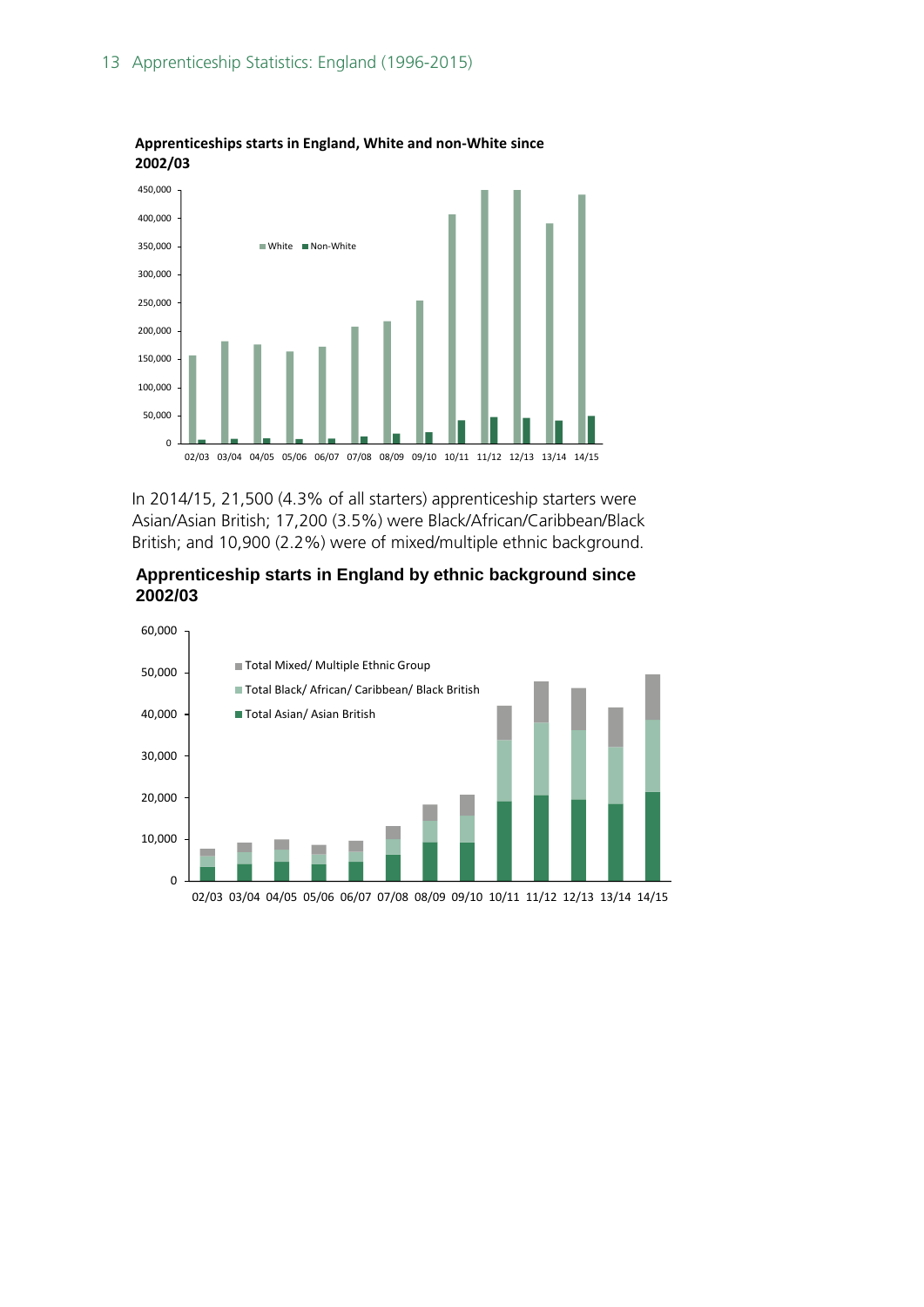**Apprenticeships starts in England, White and non-White since 2002/03**

In 2014/15, 21,500 (4.3% of all starters) apprenticeship starters were Asian/Asian British; 17,200 (3.5%) were Black/African/Caribbean/Black British; and 10,900 (2.2%) were of mixed/multiple ethnic background.

**Apprenticeship starts in England by ethnic background since 2002/03**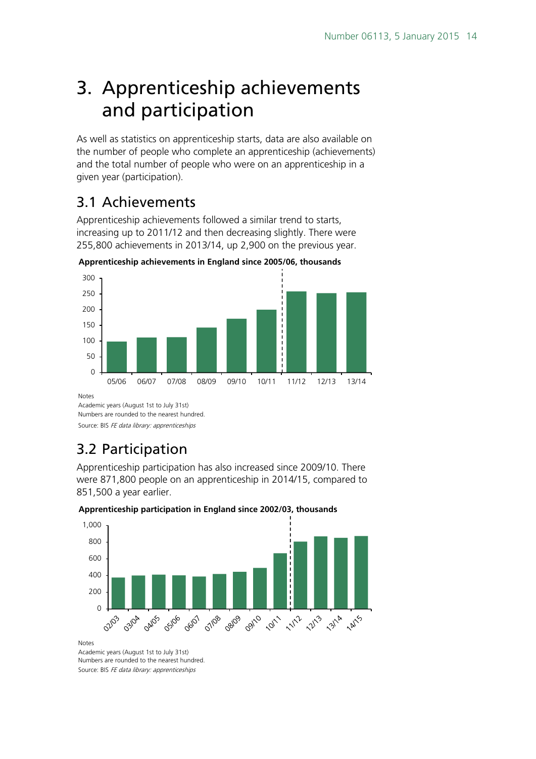# 3. Apprenticeship achievements and participation

As well as statistics on apprenticeship starts, data are also available on the number of people who complete an apprenticeship (achievements) and the total number of people who were on an apprenticeship in a given year (participation).

## 3.1 Achievements

Apprenticeship achievements followed a similar trend to starts, increasing up to 2011/12 and then decreasing slightly. There were 255,800 achievements in 2013/14, up 2,900 on the previous year.

**Apprenticeship achievements in England since 2005/06, thousands**

Notes
Academic years (August 1st to July 31st)
Numbers are rounded to the nearest hundred.
Source: BIS *FE data library: apprenticeships*

## 3.2 Participation

Apprenticeship participation has also increased since 2009/10. There were 871,800 people on an apprenticeship in 2014/15, compared to 851,500 a year earlier.

**Apprenticeship participation in England since 2002/03, thousands**

Notes
Academic years (August 1st to July 31st)
Numbers are rounded to the nearest hundred.
Source: BIS *FE data library: apprenticeships*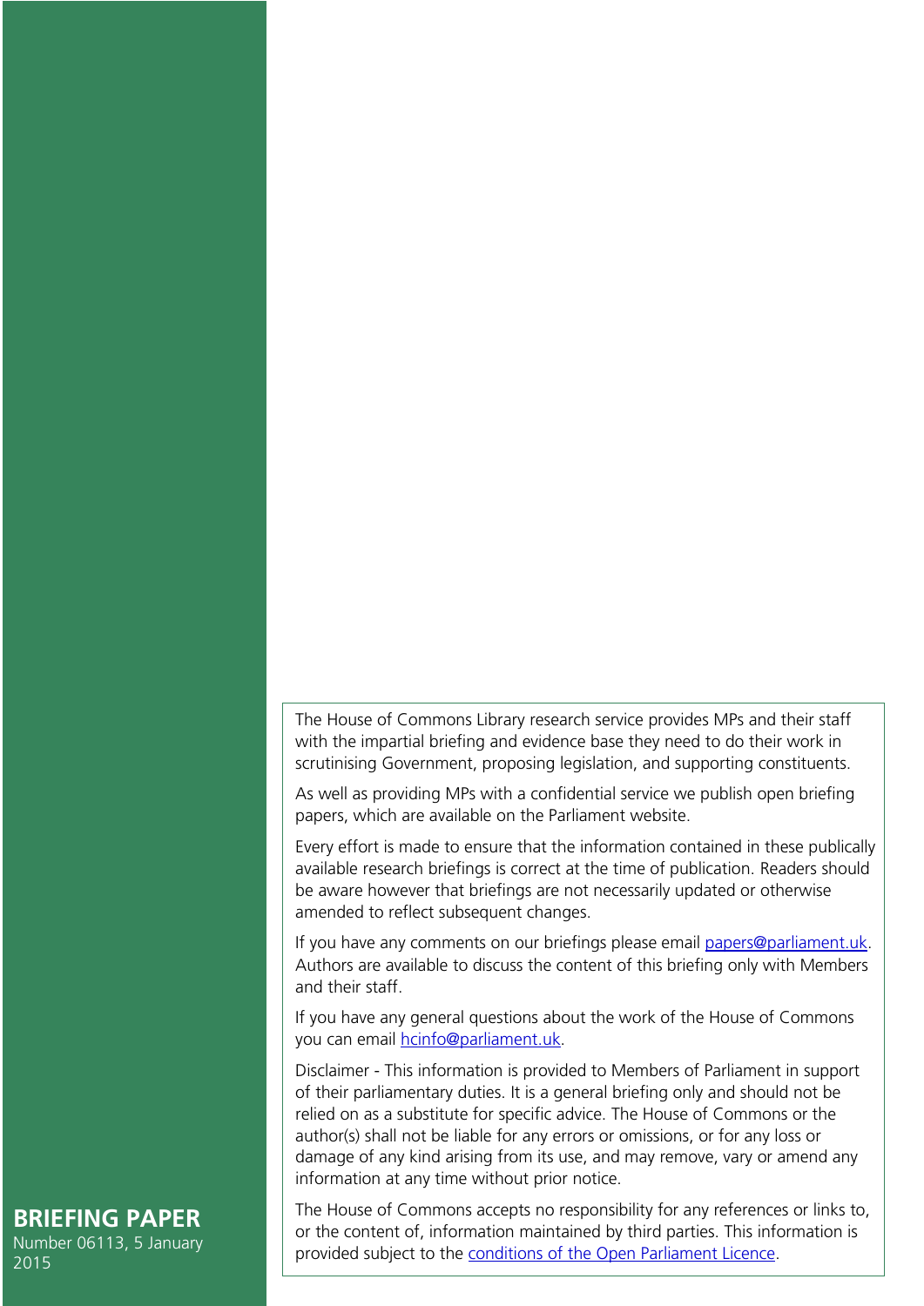**BRIEFING PAPER**
Number 06113, 5 January 2015

The House of Commons Library research service provides MPs and their staff with the impartial briefing and evidence base they need to do their work in scrutinising Government, proposing legislation, and supporting constituents.

As well as providing MPs with a confidential service we publish open briefing papers, which are available on the Parliament website.

Every effort is made to ensure that the information contained in these publically available research briefings is correct at the time of publication. Readers should be aware however that briefings are not necessarily updated or otherwise amended to reflect subsequent changes.

If you have any comments on our briefings please email papers@parliament.uk. Authors are available to discuss the content of this briefing only with Members and their staff.

If you have any general questions about the work of the House of Commons you can email hcinfo@parliament.uk.

Disclaimer - This information is provided to Members of Parliament in support of their parliamentary duties. It is a general briefing only and should not be relied on as a substitute for specific advice. The House of Commons or the author(s) shall not be liable for any errors or omissions, or for any loss or damage of any kind arising from its use, and may remove, vary or amend any information at any time without prior notice.

The House of Commons accepts no responsibility for any references or links to, or the content of, information maintained by third parties. This information is provided subject to the conditions of the Open Parliament Licence.